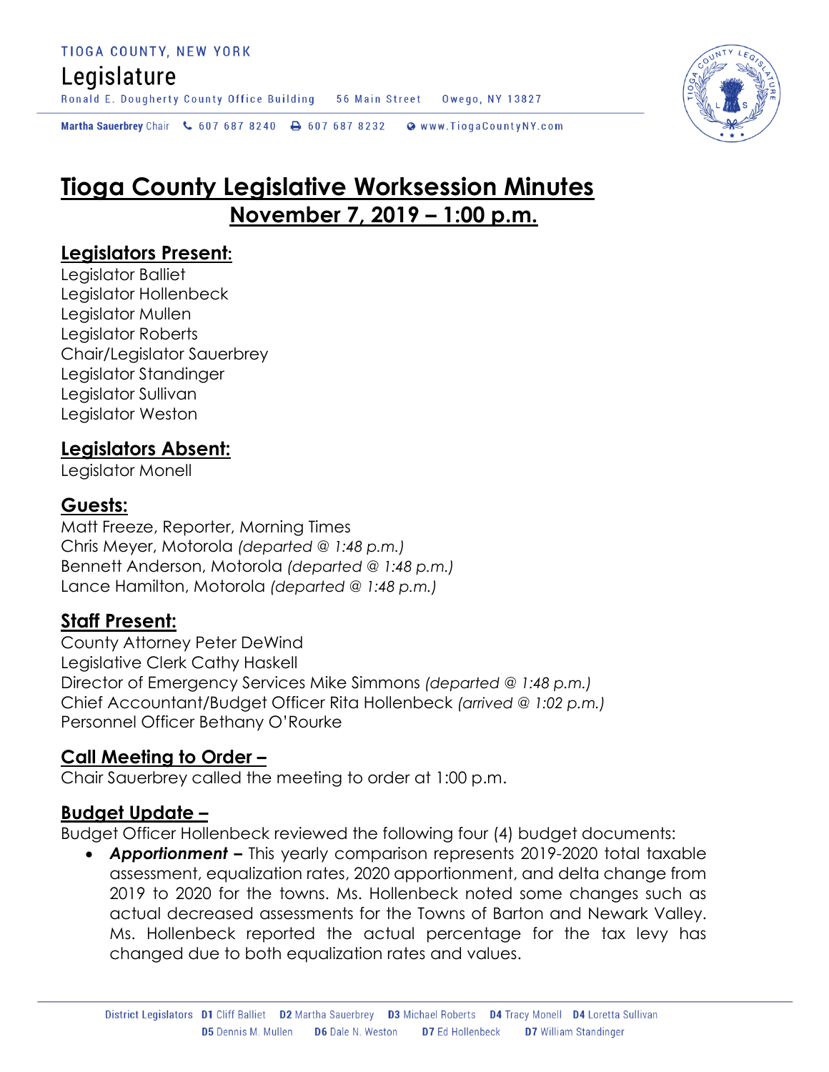TIOGA COUNTY, NEW YORK

Legislature

Ronald E. Dougherty County Office Building 56 Main Street Owego, NY 13827

Martha Sauerbrey Chair 607 687 8240 607 687 8232 www.TiogaCountyNY.com

# Tioga County Legislative Worksession Minutes

## November 7, 2019 – 1:00 p.m.

### Legislators Present:

Legislator Balliet
Legislator Hollenbeck
Legislator Mullen
Legislator Roberts
Chair/Legislator Sauerbrey
Legislator Standinger
Legislator Sullivan
Legislator Weston

### Legislators Absent:

Legislator Monell

### Guests:

Matt Freeze, Reporter, Morning Times
Chris Meyer, Motorola *(departed @ 1:48 p.m.)*
Bennett Anderson, Motorola *(departed @ 1:48 p.m.)*
Lance Hamilton, Motorola *(departed @ 1:48 p.m.)*

### Staff Present:

County Attorney Peter DeWind
Legislative Clerk Cathy Haskell
Director of Emergency Services Mike Simmons *(departed @ 1:48 p.m.)*
Chief Accountant/Budget Officer Rita Hollenbeck *(arrived @ 1:02 p.m.)*
Personnel Officer Bethany O'Rourke

### Call Meeting to Order –

Chair Sauerbrey called the meeting to order at 1:00 p.m.

### Budget Update –

Budget Officer Hollenbeck reviewed the following four (4) budget documents:

- ***Apportionment –*** This yearly comparison represents 2019-2020 total taxable assessment, equalization rates, 2020 apportionment, and delta change from 2019 to 2020 for the towns. Ms. Hollenbeck noted some changes such as actual decreased assessments for the Towns of Barton and Newark Valley. Ms. Hollenbeck reported the actual percentage for the tax levy has changed due to both equalization rates and values.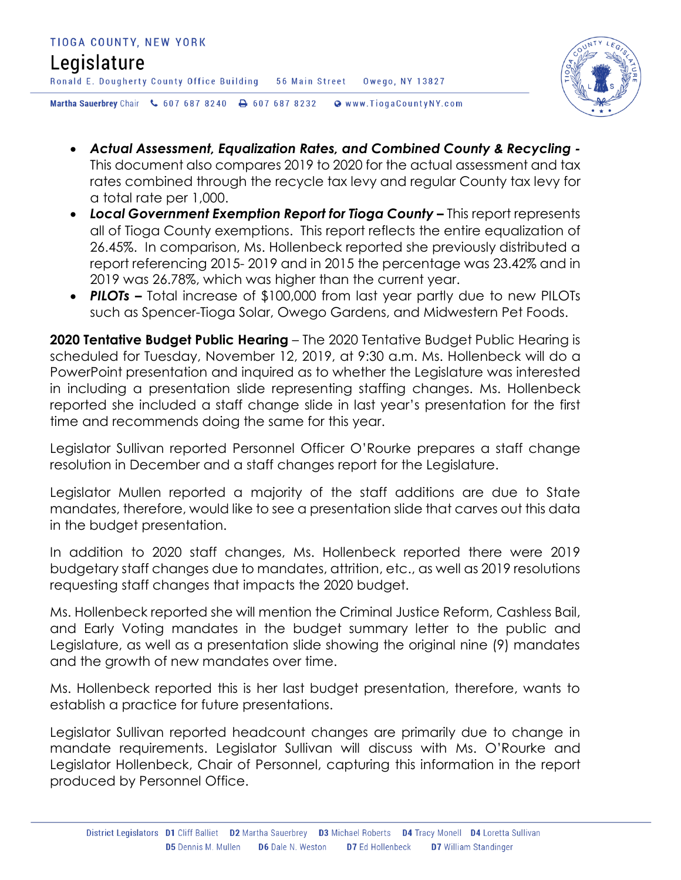- ***Actual Assessment, Equalization Rates, and Combined County & Recycling -*** This document also compares 2019 to 2020 for the actual assessment and tax rates combined through the recycle tax levy and regular County tax levy for a total rate per 1,000.
- ***Local Government Exemption Report for Tioga County –*** This report represents all of Tioga County exemptions. This report reflects the entire equalization of 26.45%. In comparison, Ms. Hollenbeck reported she previously distributed a report referencing 2015- 2019 and in 2015 the percentage was 23.42% and in 2019 was 26.78%, which was higher than the current year.
- ***PILOTs –*** Total increase of $100,000 from last year partly due to new PILOTs such as Spencer-Tioga Solar, Owego Gardens, and Midwestern Pet Foods.

**2020 Tentative Budget Public Hearing** – The 2020 Tentative Budget Public Hearing is scheduled for Tuesday, November 12, 2019, at 9:30 a.m. Ms. Hollenbeck will do a PowerPoint presentation and inquired as to whether the Legislature was interested in including a presentation slide representing staffing changes. Ms. Hollenbeck reported she included a staff change slide in last year's presentation for the first time and recommends doing the same for this year.

Legislator Sullivan reported Personnel Officer O'Rourke prepares a staff change resolution in December and a staff changes report for the Legislature.

Legislator Mullen reported a majority of the staff additions are due to State mandates, therefore, would like to see a presentation slide that carves out this data in the budget presentation.

In addition to 2020 staff changes, Ms. Hollenbeck reported there were 2019 budgetary staff changes due to mandates, attrition, etc., as well as 2019 resolutions requesting staff changes that impacts the 2020 budget.

Ms. Hollenbeck reported she will mention the Criminal Justice Reform, Cashless Bail, and Early Voting mandates in the budget summary letter to the public and Legislature, as well as a presentation slide showing the original nine (9) mandates and the growth of new mandates over time.

Ms. Hollenbeck reported this is her last budget presentation, therefore, wants to establish a practice for future presentations.

Legislator Sullivan reported headcount changes are primarily due to change in mandate requirements. Legislator Sullivan will discuss with Ms. O'Rourke and Legislator Hollenbeck, Chair of Personnel, capturing this information in the report produced by Personnel Office.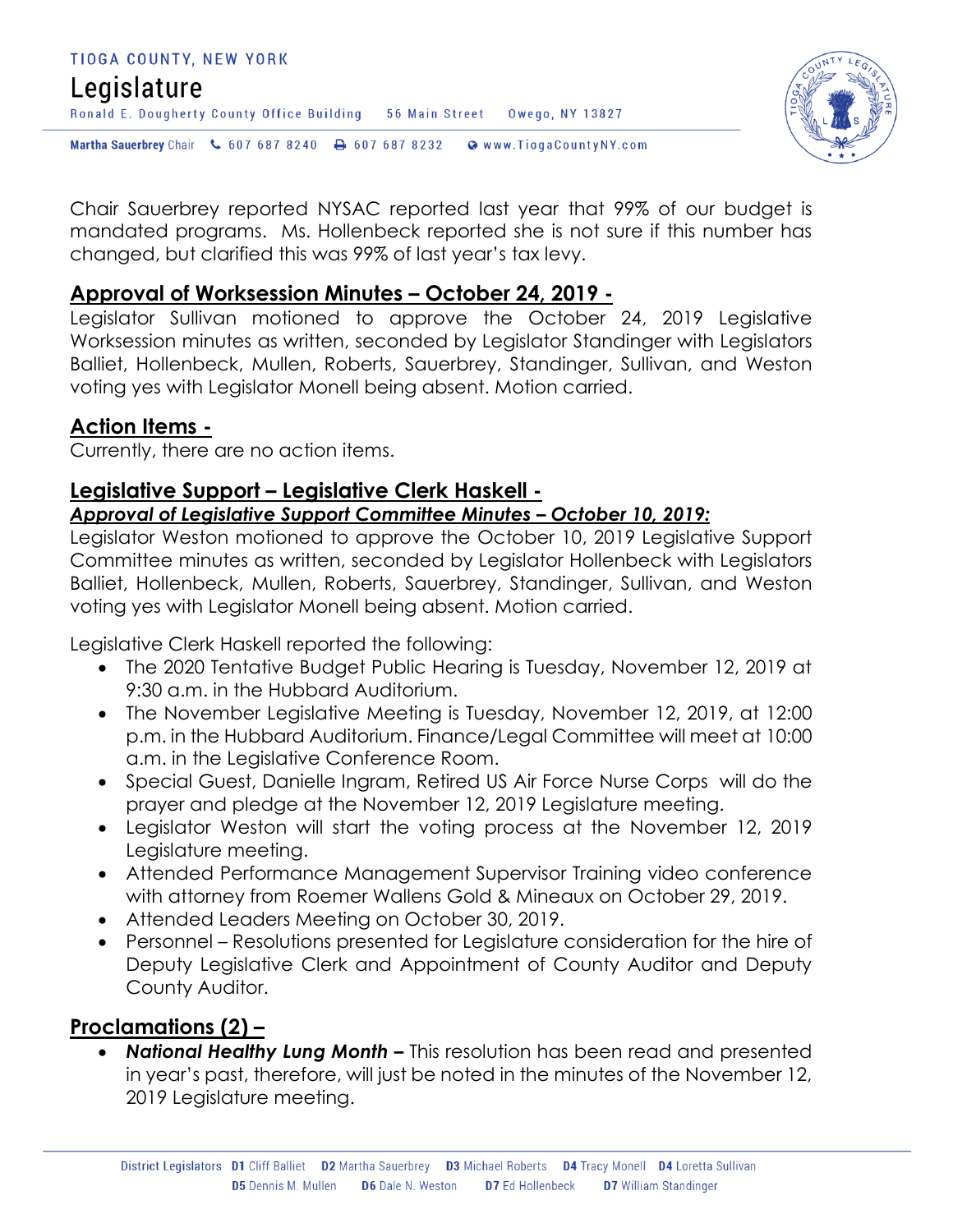Chair Sauerbrey reported NYSAC reported last year that 99% of our budget is mandated programs. Ms. Hollenbeck reported she is not sure if this number has changed, but clarified this was 99% of last year's tax levy.

## Approval of Worksession Minutes – October 24, 2019 -

Legislator Sullivan motioned to approve the October 24, 2019 Legislative Worksession minutes as written, seconded by Legislator Standinger with Legislators Balliet, Hollenbeck, Mullen, Roberts, Sauerbrey, Standinger, Sullivan, and Weston voting yes with Legislator Monell being absent. Motion carried.

## Action Items -

Currently, there are no action items.

## Legislative Support – Legislative Clerk Haskell -

### *Approval of Legislative Support Committee Minutes – October 10, 2019:*

Legislator Weston motioned to approve the October 10, 2019 Legislative Support Committee minutes as written, seconded by Legislator Hollenbeck with Legislators Balliet, Hollenbeck, Mullen, Roberts, Sauerbrey, Standinger, Sullivan, and Weston voting yes with Legislator Monell being absent. Motion carried.

Legislative Clerk Haskell reported the following:

- The 2020 Tentative Budget Public Hearing is Tuesday, November 12, 2019 at 9:30 a.m. in the Hubbard Auditorium.
- The November Legislative Meeting is Tuesday, November 12, 2019, at 12:00 p.m. in the Hubbard Auditorium. Finance/Legal Committee will meet at 10:00 a.m. in the Legislative Conference Room.
- Special Guest, Danielle Ingram, Retired US Air Force Nurse Corps will do the prayer and pledge at the November 12, 2019 Legislature meeting.
- Legislator Weston will start the voting process at the November 12, 2019 Legislature meeting.
- Attended Performance Management Supervisor Training video conference with attorney from Roemer Wallens Gold & Mineaux on October 29, 2019.
- Attended Leaders Meeting on October 30, 2019.
- Personnel – Resolutions presented for Legislature consideration for the hire of Deputy Legislative Clerk and Appointment of County Auditor and Deputy County Auditor.

## Proclamations (2) –

- ***National Healthy Lung Month –*** This resolution has been read and presented in year's past, therefore, will just be noted in the minutes of the November 12, 2019 Legislature meeting.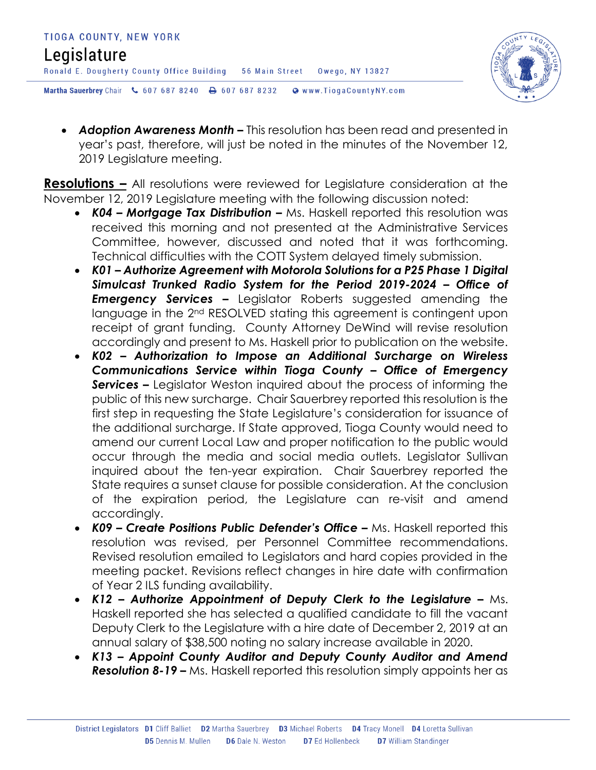- ***Adoption Awareness Month –*** This resolution has been read and presented in year's past, therefore, will just be noted in the minutes of the November 12, 2019 Legislature meeting.

**Resolutions –** All resolutions were reviewed for Legislature consideration at the November 12, 2019 Legislature meeting with the following discussion noted:

- ***K04 – Mortgage Tax Distribution –*** Ms. Haskell reported this resolution was received this morning and not presented at the Administrative Services Committee, however, discussed and noted that it was forthcoming. Technical difficulties with the COTT System delayed timely submission.
- ***K01 – Authorize Agreement with Motorola Solutions for a P25 Phase 1 Digital Simulcast Trunked Radio System for the Period 2019-2024 – Office of Emergency Services –*** Legislator Roberts suggested amending the language in the 2nd RESOLVED stating this agreement is contingent upon receipt of grant funding. County Attorney DeWind will revise resolution accordingly and present to Ms. Haskell prior to publication on the website.
- ***K02 – Authorization to Impose an Additional Surcharge on Wireless Communications Service within Tioga County – Office of Emergency Services –*** Legislator Weston inquired about the process of informing the public of this new surcharge. Chair Sauerbrey reported this resolution is the first step in requesting the State Legislature's consideration for issuance of the additional surcharge. If State approved, Tioga County would need to amend our current Local Law and proper notification to the public would occur through the media and social media outlets. Legislator Sullivan inquired about the ten-year expiration. Chair Sauerbrey reported the State requires a sunset clause for possible consideration. At the conclusion of the expiration period, the Legislature can re-visit and amend accordingly.
- ***K09 – Create Positions Public Defender's Office –*** Ms. Haskell reported this resolution was revised, per Personnel Committee recommendations. Revised resolution emailed to Legislators and hard copies provided in the meeting packet. Revisions reflect changes in hire date with confirmation of Year 2 ILS funding availability.
- ***K12 – Authorize Appointment of Deputy Clerk to the Legislature –*** Ms. Haskell reported she has selected a qualified candidate to fill the vacant Deputy Clerk to the Legislature with a hire date of December 2, 2019 at an annual salary of $38,500 noting no salary increase available in 2020.
- ***K13 – Appoint County Auditor and Deputy County Auditor and Amend Resolution 8-19 –*** Ms. Haskell reported this resolution simply appoints her as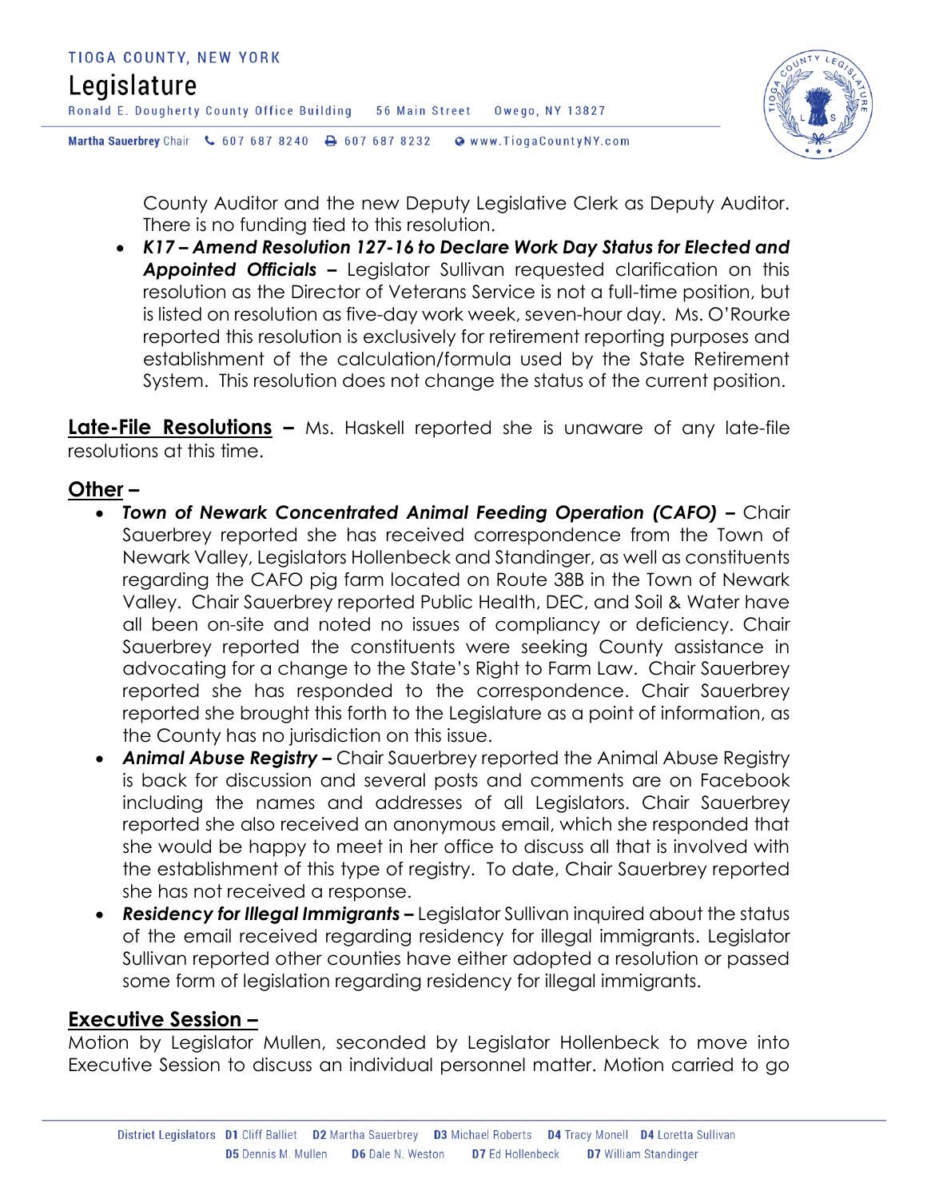County Auditor and the new Deputy Legislative Clerk as Deputy Auditor. There is no funding tied to this resolution.

- ***K17 – Amend Resolution 127-16 to Declare Work Day Status for Elected and Appointed Officials –*** Legislator Sullivan requested clarification on this resolution as the Director of Veterans Service is not a full-time position, but is listed on resolution as five-day work week, seven-hour day. Ms. O'Rourke reported this resolution is exclusively for retirement reporting purposes and establishment of the calculation/formula used by the State Retirement System. This resolution does not change the status of the current position.

**Late-File Resolutions –** Ms. Haskell reported she is unaware of any late-file resolutions at this time.

## Other –

- ***Town of Newark Concentrated Animal Feeding Operation (CAFO) –*** Chair Sauerbrey reported she has received correspondence from the Town of Newark Valley, Legislators Hollenbeck and Standinger, as well as constituents regarding the CAFO pig farm located on Route 38B in the Town of Newark Valley. Chair Sauerbrey reported Public Health, DEC, and Soil & Water have all been on-site and noted no issues of compliancy or deficiency. Chair Sauerbrey reported the constituents were seeking County assistance in advocating for a change to the State's Right to Farm Law. Chair Sauerbrey reported she has responded to the correspondence. Chair Sauerbrey reported she brought this forth to the Legislature as a point of information, as the County has no jurisdiction on this issue.
- ***Animal Abuse Registry –*** Chair Sauerbrey reported the Animal Abuse Registry is back for discussion and several posts and comments are on Facebook including the names and addresses of all Legislators. Chair Sauerbrey reported she also received an anonymous email, which she responded that she would be happy to meet in her office to discuss all that is involved with the establishment of this type of registry. To date, Chair Sauerbrey reported she has not received a response.
- ***Residency for Illegal Immigrants –*** Legislator Sullivan inquired about the status of the email received regarding residency for illegal immigrants. Legislator Sullivan reported other counties have either adopted a resolution or passed some form of legislation regarding residency for illegal immigrants.

## Executive Session –

Motion by Legislator Mullen, seconded by Legislator Hollenbeck to move into Executive Session to discuss an individual personnel matter. Motion carried to go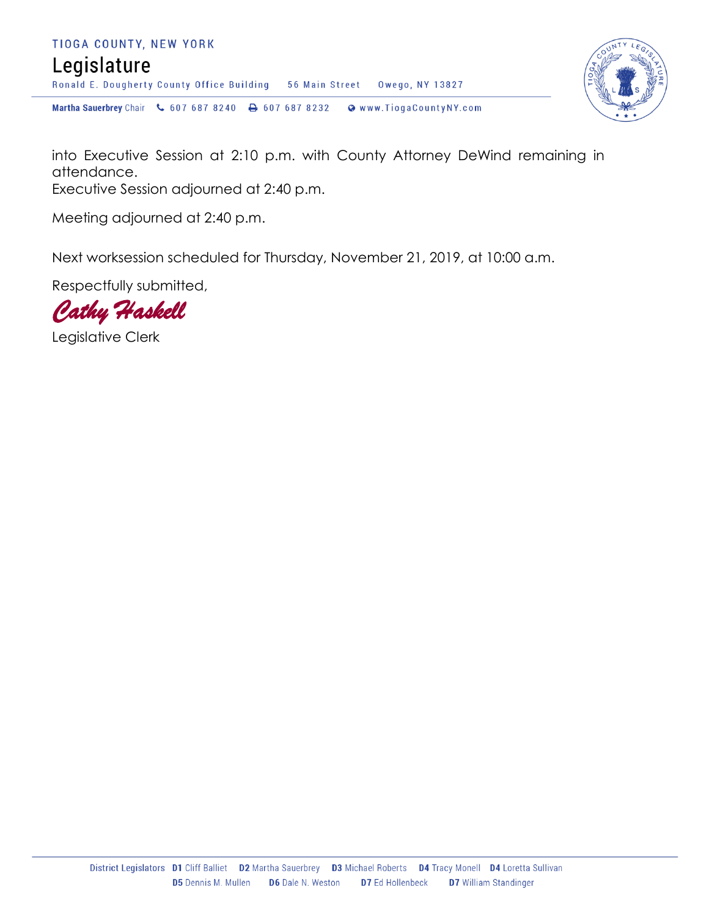into Executive Session at 2:10 p.m. with County Attorney DeWind remaining in attendance.
Executive Session adjourned at 2:40 p.m.

Meeting adjourned at 2:40 p.m.

Next worksession scheduled for Thursday, November 21, 2019, at 10:00 a.m.

Respectfully submitted,

*Cathy Haskell*

Legislative Clerk